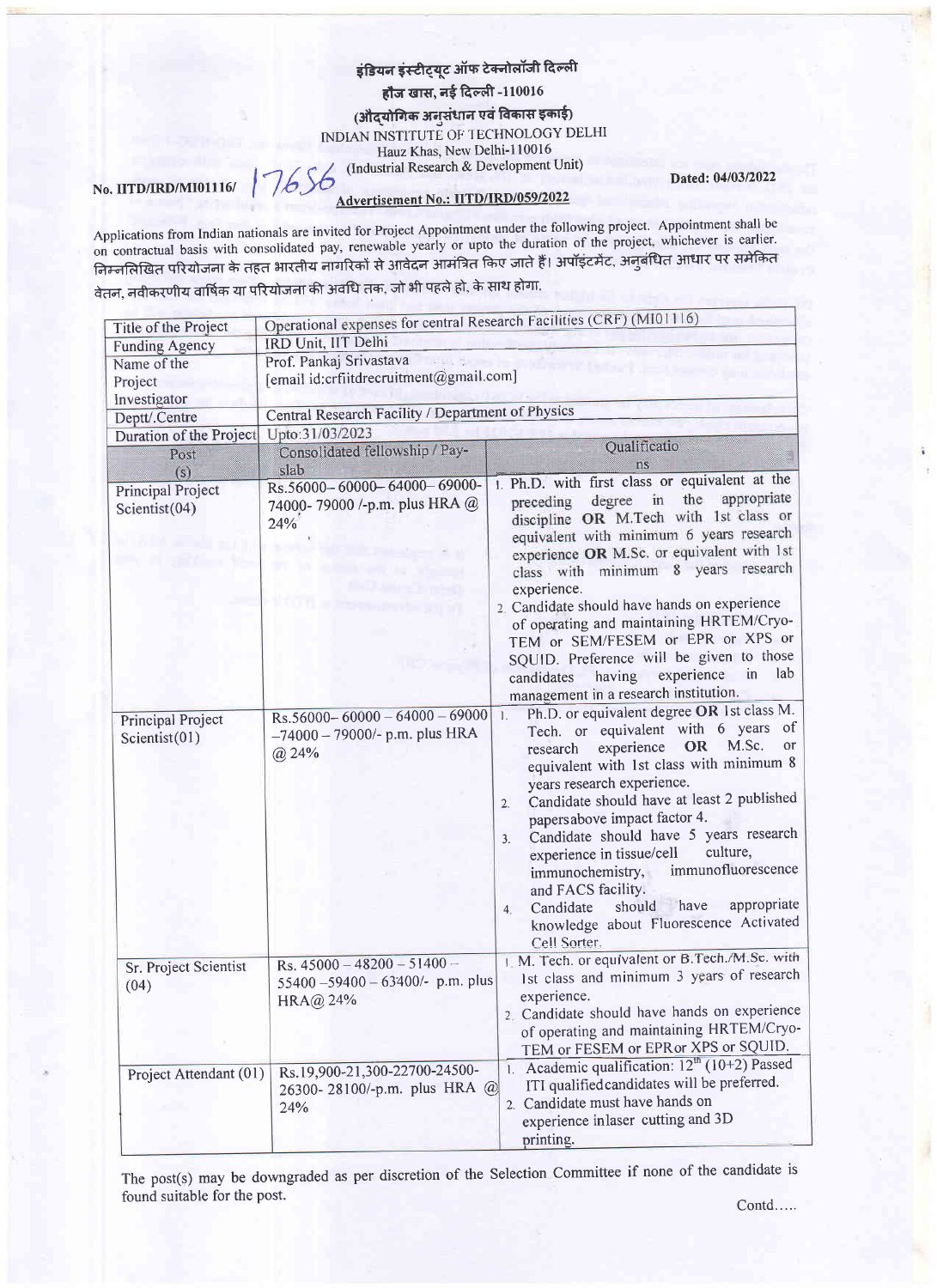इंडियन इंस्टीट्यूट ऑफ टेक्नोलॉजी दिल्ली

हौज खास, नई दिल्ली -110016

(औद्योगिक अनुसंधान एवं विकास इकाई)

INDIAN INSTITUTE OF TECHNOLOGY DELHI

Hauz Khas, New Delhi-110016

(Industrial Research & Development Unit)

No. IITD/IRD/MI01116/ 17656

Dated: 04/03/2022

**Advertisement No.: IITD/IRD/059/2022**

Applications from Indian nationals are invited for Project Appointment under the following project. Appointment shall be on contractual basis with consolidated pay, renewable yearly or upto the duration of the project, whichever is earlier. निम्नलिखित परियोजना के तहत भारतीय नागरिकों से आवेदन आमंत्रित किए जाते हैं। अपॉइंटमेंट, अनुबंधित आधार पर समेकित वेतन, नवीकरणीय वार्षिक या परियोजना की अवधि तक, जो भी पहले हो, के साथ होगा.

| Title of the Project | Operational expenses for central Research Facilities (CRF) (MI01116) | |
|---|---|---|
| Funding Agency | IRD Unit, IIT Delhi | |
| Name of the Project Investigator | Prof. Pankaj Srivastava [email id:crfiitdrecruitment@gmail.com] | |
| Deptt/.Centre | Central Research Facility / Department of Physics | |
| Duration of the Project | Upto:31/03/2023 | |
| **Post (s)** | **Consolidated fellowship / Pay-slab** | **Qualifications** |
| Principal Project Scientist(04) | Rs.56000– 60000– 64000– 69000- 74000- 79000 /-p.m. plus HRA @ 24% | 1. Ph.D. with first class or equivalent at the preceding degree in the appropriate discipline **OR** M.Tech with 1st class or equivalent with minimum 6 years research experience **OR** M.Sc. or equivalent with 1st class with minimum 8 years research experience.<br>2. Candidate should have hands on experience of operating and maintaining HRTEM/Cryo-TEM or SEM/FESEM or EPR or XPS or SQUID. Preference will be given to those candidates having experience in lab management in a research institution. |
| Principal Project Scientist(01) | Rs.56000– 60000 – 64000 – 69000 –74000 – 79000/- p.m. plus HRA @ 24% | 1. Ph.D. or equivalent degree **OR** 1st class M. Tech. or equivalent with 6 years of research experience **OR** M.Sc. or equivalent with 1st class with minimum 8 years research experience.<br>2. Candidate should have at least 2 published papersabove impact factor 4.<br>3. Candidate should have 5 years research experience in tissue/cell culture, immunochemistry, immunofluorescence and FACS facility.<br>4. Candidate should have appropriate knowledge about Fluorescence Activated Cell Sorter. |
| Sr. Project Scientist (04) | Rs. 45000 – 48200 – 51400 – 55400 –59400 – 63400/- p.m. plus HRA@ 24% | 1. M. Tech. or equivalent or B.Tech./M.Sc. with 1st class and minimum 3 years of research experience.<br>2. Candidate should have hands on experience of operating and maintaining HRTEM/Cryo-TEM or FESEM or EPRor XPS or SQUID. |
| Project Attendant (01) | Rs.19,900-21,300-22700-24500-26300- 28100/-p.m. plus HRA @ 24% | 1. Academic qualification: 12th (10+2) Passed ITI qualifiedcandidates will be preferred.<br>2. Candidate must have hands on experience inlaser cutting and 3D printing. |

The post(s) may be downgraded as per discretion of the Selection Committee if none of the candidate is found suitable for the post.

Contd.....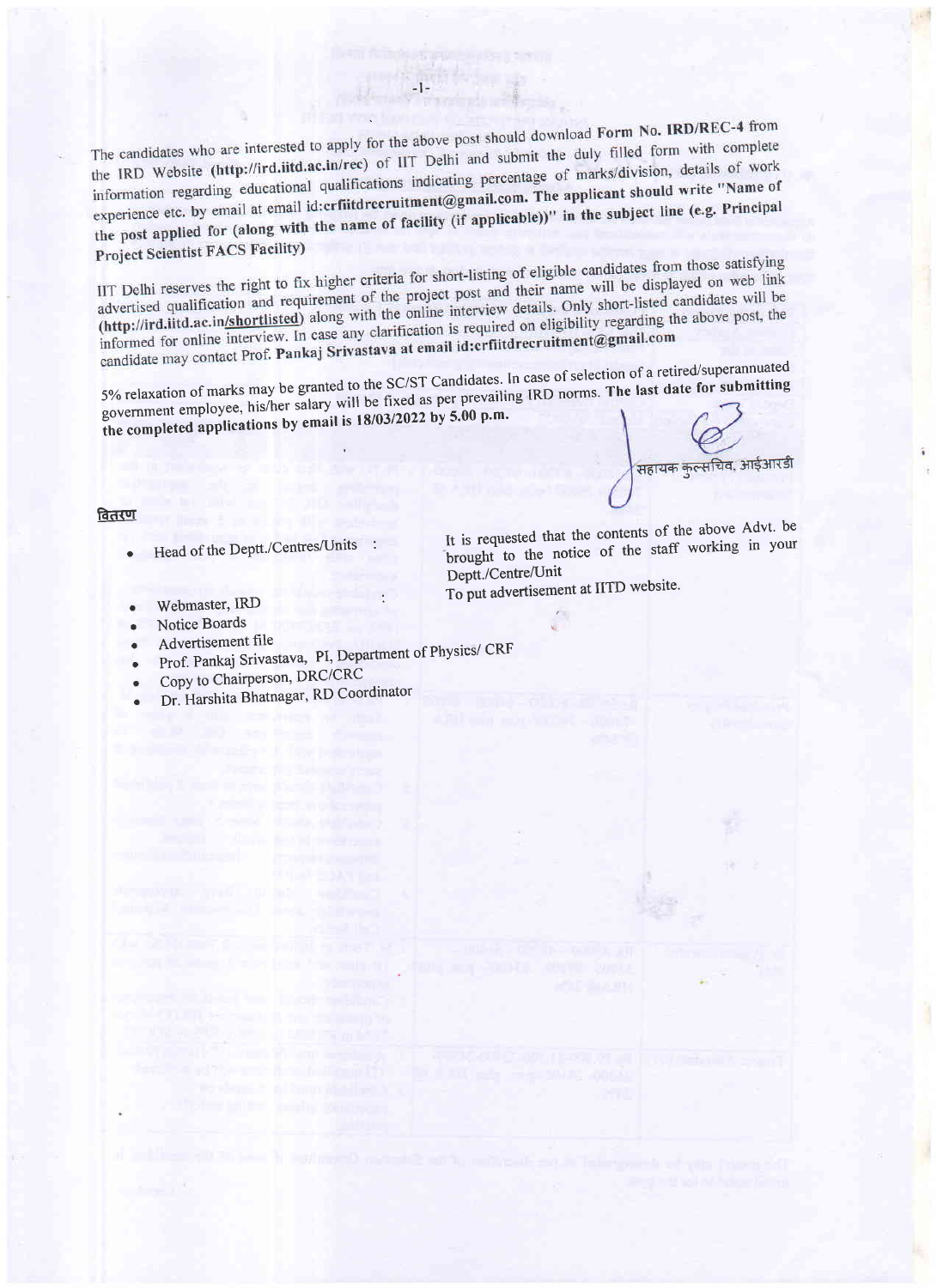The candidates who are interested to apply for the above post should download **Form No. IRD/REC-4** from the IRD Website **(http://ird.iitd.ac.in/rec)** of IIT Delhi and submit the duly filled form with complete information regarding educational qualifications indicating percentage of marks/division, details of work experience etc. by email at email id:**crfiitdrecruitment@gmail.com. The applicant should write "Name of the post applied for (along with the name of facility (if applicable))" in the subject line (e.g. Principal Project Scientist FACS Facility)**

IIT Delhi reserves the right to fix higher criteria for short-listing of eligible candidates from those satisfying advertised qualification and requirement of the project post and their name will be displayed on web link **(http://ird.iitd.ac.in/shortlisted)** along with the online interview details. Only short-listed candidates will be informed for online interview. In case any clarification is required on eligibility regarding the above post, the candidate may contact Prof. **Pankaj Srivastava at email id:crfiitdrecruitment@gmail.com**

5% relaxation of marks may be granted to the SC/ST Candidates. In case of selection of a retired/superannuated government employee, his/her salary will be fixed as per prevailing IRD norms. **The last date for submitting the completed applications by email is 18/03/2022 by 5.00 p.m.**

सहायक कुलसचिव, आईआरडी

**वितरण**

- Head of the Deptt./Centres/Units : It is requested that the contents of the above Advt. be brought to the notice of the staff working in your Deptt./Centre/Unit
- Webmaster, IRD : To put advertisement at IITD website.
- Notice Boards
- Advertisement file
- Prof. Pankaj Srivastava, PI, Department of Physics/ CRF
- Copy to Chairperson, DRC/CRC
- Dr. Harshita Bhatnagar, RD Coordinator